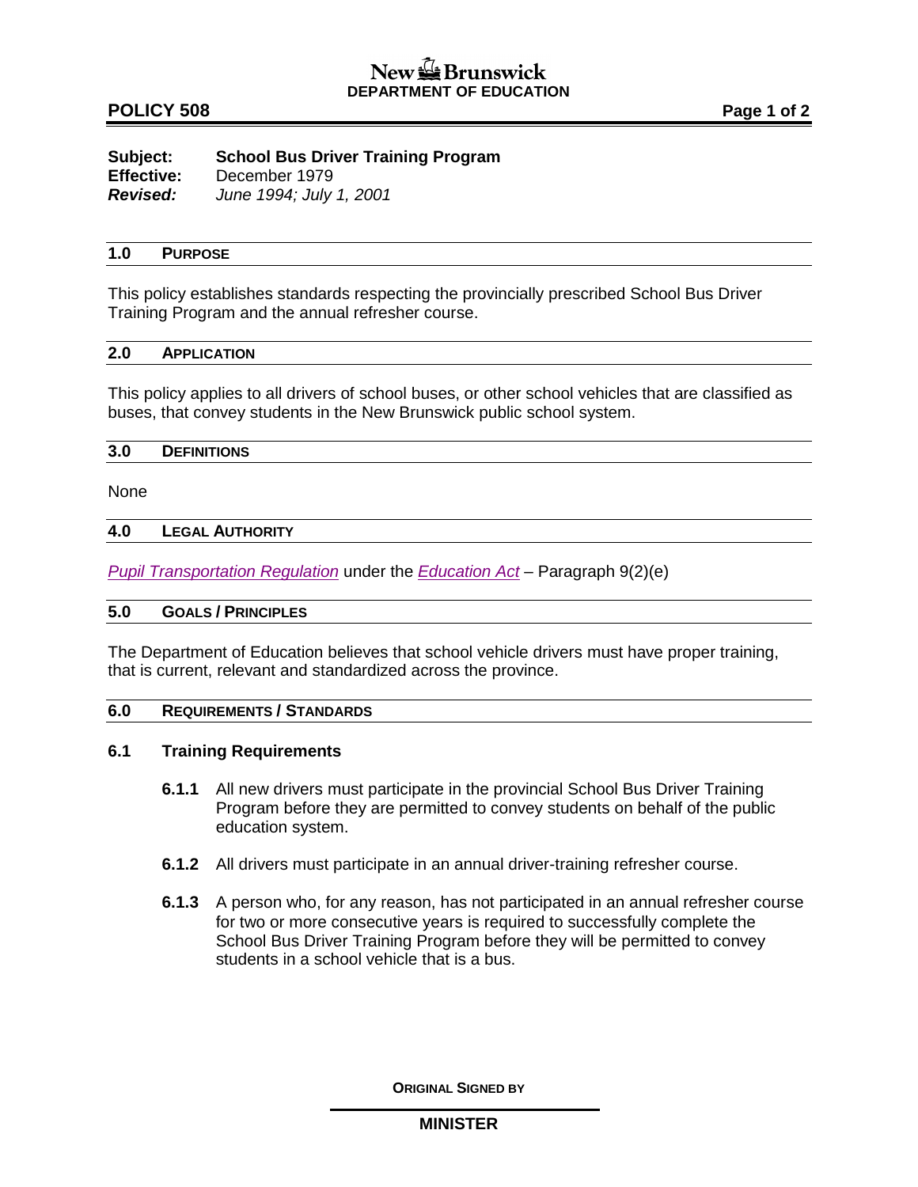New Brunswick
**DEPARTMENT OF EDUCATION**

# POLICY 508

**Subject:** **School Bus Driver Training Program**
**Effective:** December 1979
***Revised:*** *June 1994; July 1, 2001*

## 1.0 PURPOSE

This policy establishes standards respecting the provincially prescribed School Bus Driver Training Program and the annual refresher course.

## 2.0 APPLICATION

This policy applies to all drivers of school buses, or other school vehicles that are classified as buses, that convey students in the New Brunswick public school system.

## 3.0 DEFINITIONS

None

## 4.0 LEGAL AUTHORITY

*Pupil Transportation Regulation* under the *Education Act* – Paragraph 9(2)(e)

## 5.0 GOALS / PRINCIPLES

The Department of Education believes that school vehicle drivers must have proper training, that is current, relevant and standardized across the province.

## 6.0 REQUIREMENTS / STANDARDS

### 6.1 Training Requirements

**6.1.1** All new drivers must participate in the provincial School Bus Driver Training Program before they are permitted to convey students on behalf of the public education system.

**6.1.2** All drivers must participate in an annual driver-training refresher course.

**6.1.3** A person who, for any reason, has not participated in an annual refresher course for two or more consecutive years is required to successfully complete the School Bus Driver Training Program before they will be permitted to convey students in a school vehicle that is a bus.

**ORIGINAL SIGNED BY**

**MINISTER**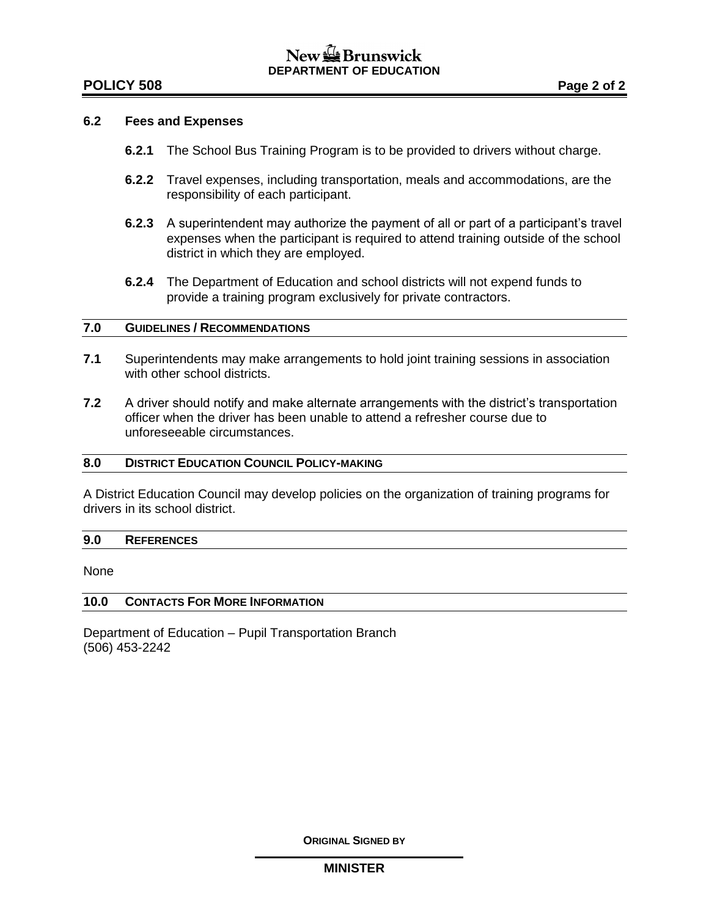### 6.2 Fees and Expenses

**6.2.1** The School Bus Training Program is to be provided to drivers without charge.

**6.2.2** Travel expenses, including transportation, meals and accommodations, are the responsibility of each participant.

**6.2.3** A superintendent may authorize the payment of all or part of a participant's travel expenses when the participant is required to attend training outside of the school district in which they are employed.

**6.2.4** The Department of Education and school districts will not expend funds to provide a training program exclusively for private contractors.

## 7.0 GUIDELINES / RECOMMENDATIONS

**7.1** Superintendents may make arrangements to hold joint training sessions in association with other school districts.

**7.2** A driver should notify and make alternate arrangements with the district's transportation officer when the driver has been unable to attend a refresher course due to unforeseeable circumstances.

## 8.0 DISTRICT EDUCATION COUNCIL POLICY-MAKING

A District Education Council may develop policies on the organization of training programs for drivers in its school district.

## 9.0 REFERENCES

None

## 10.0 CONTACTS FOR MORE INFORMATION

Department of Education – Pupil Transportation Branch
(506) 453-2242

ORIGINAL SIGNED BY

**MINISTER**